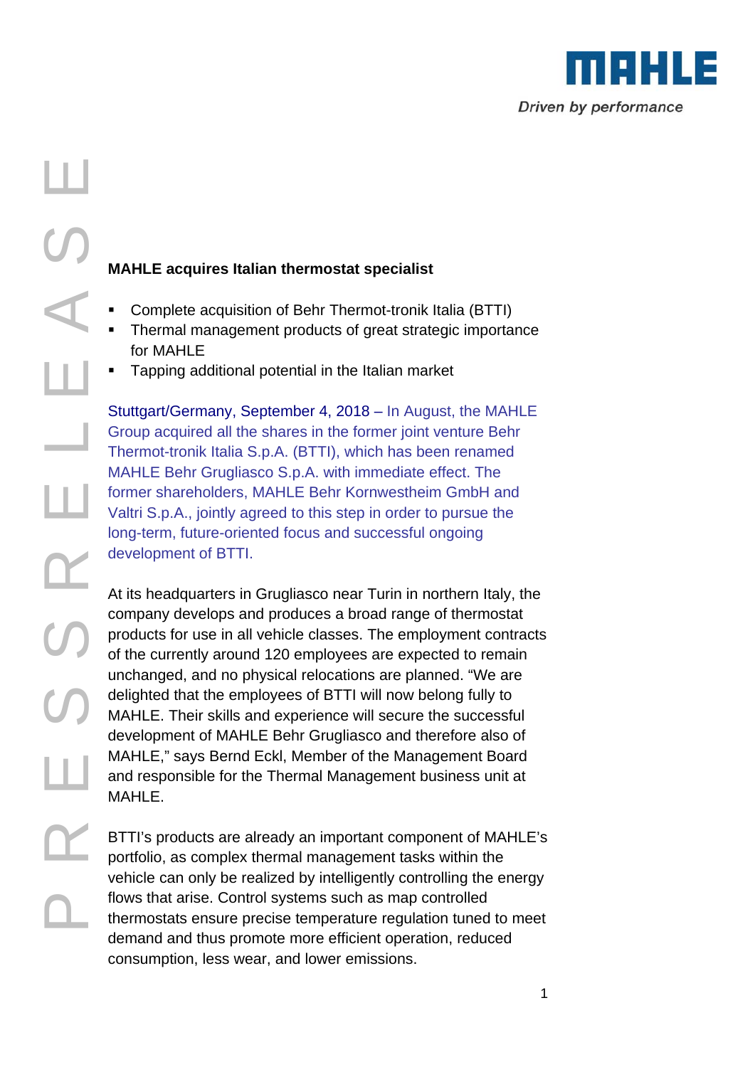# MAHLE acquires Italian thermostat specialist

- Complete acquisition of Behr Thermot-tronik Italia (BTTI)
- Thermal management products of great strategic importance for MAHLE
- Tapping additional potential in the Italian market

Stuttgart/Germany, September 4, 2018 – In August, the MAHLE Group acquired all the shares in the former joint venture Behr Thermot-tronik Italia S.p.A. (BTTI), which has been renamed MAHLE Behr Grugliasco S.p.A. with immediate effect. The former shareholders, MAHLE Behr Kornwestheim GmbH and Valtri S.p.A., jointly agreed to this step in order to pursue the long-term, future-oriented focus and successful ongoing development of BTTI.

At its headquarters in Grugliasco near Turin in northern Italy, the company develops and produces a broad range of thermostat products for use in all vehicle classes. The employment contracts of the currently around 120 employees are expected to remain unchanged, and no physical relocations are planned. "We are delighted that the employees of BTTI will now belong fully to MAHLE. Their skills and experience will secure the successful development of MAHLE Behr Grugliasco and therefore also of MAHLE," says Bernd Eckl, Member of the Management Board and responsible for the Thermal Management business unit at MAHLE.

BTTI's products are already an important component of MAHLE's portfolio, as complex thermal management tasks within the vehicle can only be realized by intelligently controlling the energy flows that arise. Control systems such as map controlled thermostats ensure precise temperature regulation tuned to meet demand and thus promote more efficient operation, reduced consumption, less wear, and lower emissions.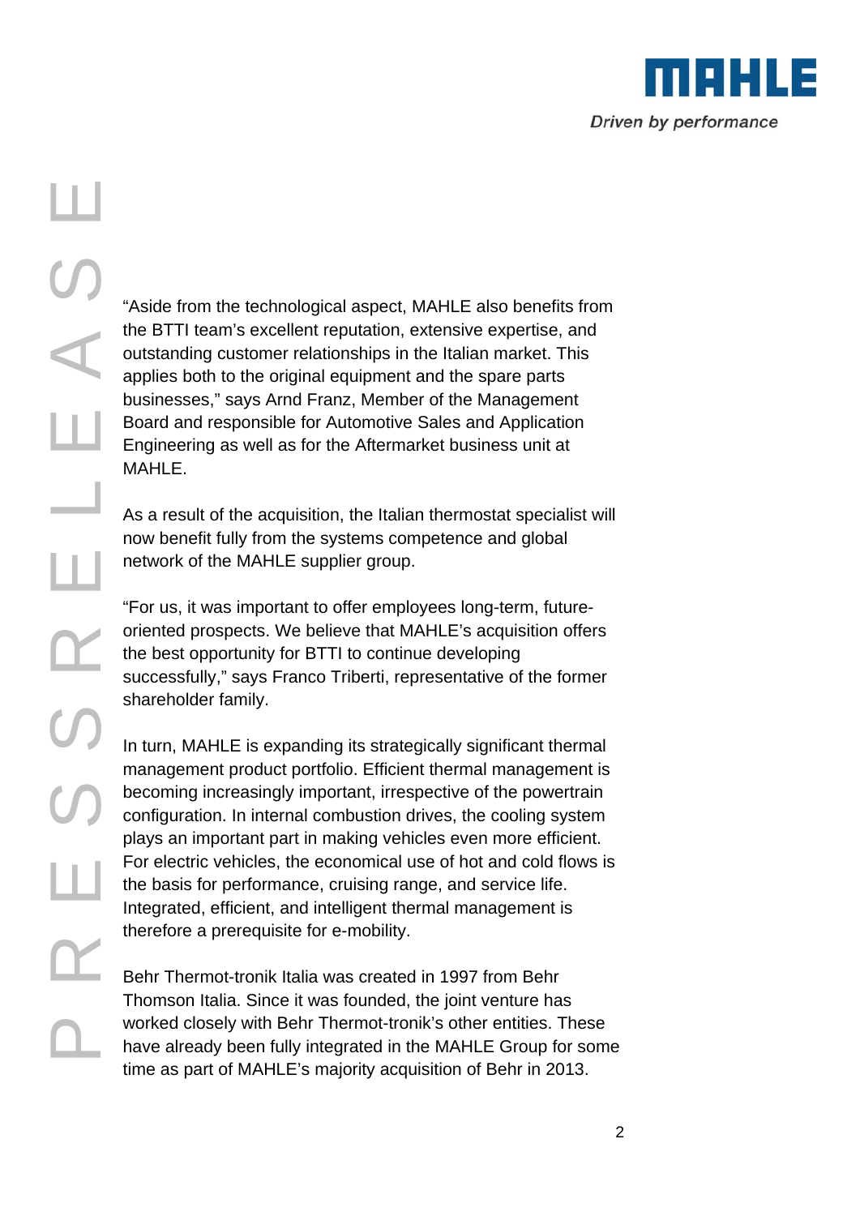“Aside from the technological aspect, MAHLE also benefits from the BTTI team’s excellent reputation, extensive expertise, and outstanding customer relationships in the Italian market. This applies both to the original equipment and the spare parts businesses,” says Arnd Franz, Member of the Management Board and responsible for Automotive Sales and Application Engineering as well as for the Aftermarket business unit at MAHLE.

As a result of the acquisition, the Italian thermostat specialist will now benefit fully from the systems competence and global network of the MAHLE supplier group.

“For us, it was important to offer employees long-term, future-oriented prospects. We believe that MAHLE’s acquisition offers the best opportunity for BTTI to continue developing successfully,” says Franco Triberti, representative of the former shareholder family.

In turn, MAHLE is expanding its strategically significant thermal management product portfolio. Efficient thermal management is becoming increasingly important, irrespective of the powertrain configuration. In internal combustion drives, the cooling system plays an important part in making vehicles even more efficient. For electric vehicles, the economical use of hot and cold flows is the basis for performance, cruising range, and service life. Integrated, efficient, and intelligent thermal management is therefore a prerequisite for e-mobility.

Behr Thermot-tronik Italia was created in 1997 from Behr Thomson Italia. Since it was founded, the joint venture has worked closely with Behr Thermot-tronik’s other entities. These have already been fully integrated in the MAHLE Group for some time as part of MAHLE’s majority acquisition of Behr in 2013.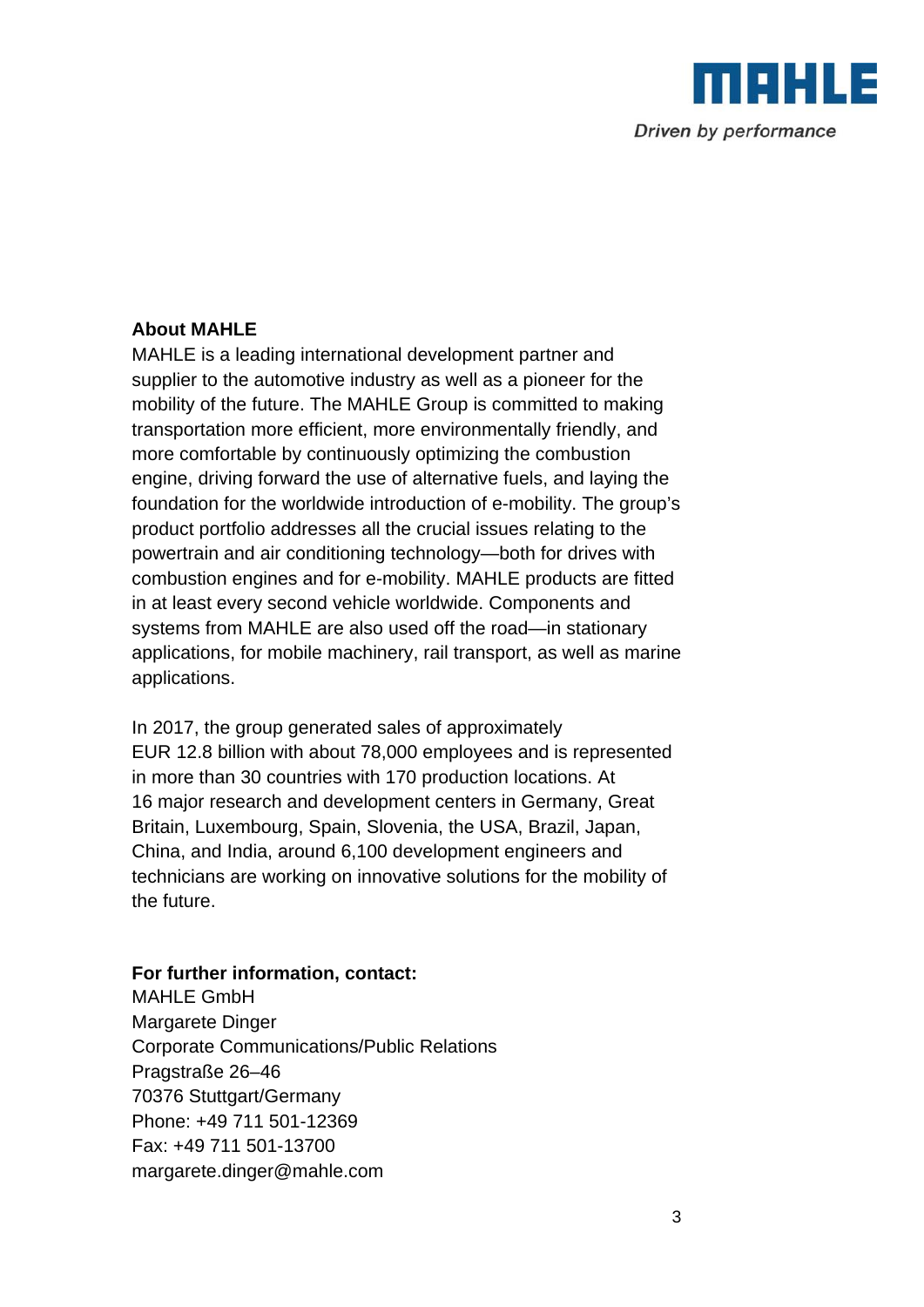**About MAHLE**

MAHLE is a leading international development partner and supplier to the automotive industry as well as a pioneer for the mobility of the future. The MAHLE Group is committed to making transportation more efficient, more environmentally friendly, and more comfortable by continuously optimizing the combustion engine, driving forward the use of alternative fuels, and laying the foundation for the worldwide introduction of e-mobility. The group's product portfolio addresses all the crucial issues relating to the powertrain and air conditioning technology—both for drives with combustion engines and for e-mobility. MAHLE products are fitted in at least every second vehicle worldwide. Components and systems from MAHLE are also used off the road—in stationary applications, for mobile machinery, rail transport, as well as marine applications.

In 2017, the group generated sales of approximately EUR 12.8 billion with about 78,000 employees and is represented in more than 30 countries with 170 production locations. At 16 major research and development centers in Germany, Great Britain, Luxembourg, Spain, Slovenia, the USA, Brazil, Japan, China, and India, around 6,100 development engineers and technicians are working on innovative solutions for the mobility of the future.

**For further information, contact:**

MAHLE GmbH
Margarete Dinger
Corporate Communications/Public Relations
Pragstraße 26–46
70376 Stuttgart/Germany
Phone: +49 711 501-12369
Fax: +49 711 501-13700
margarete.dinger@mahle.com